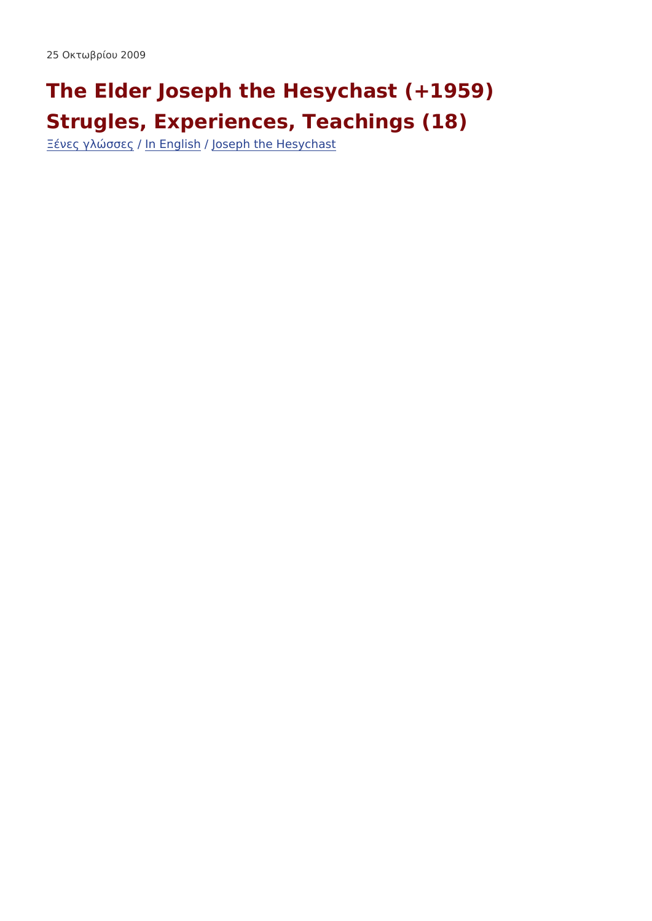25 Οκτωβρίου 2009

# The Elder Joseph the Hesychast (+1959) Strugles, Experiences, Teachings (18)

Ξένες γλώσσες / In English / Joseph the Hesychast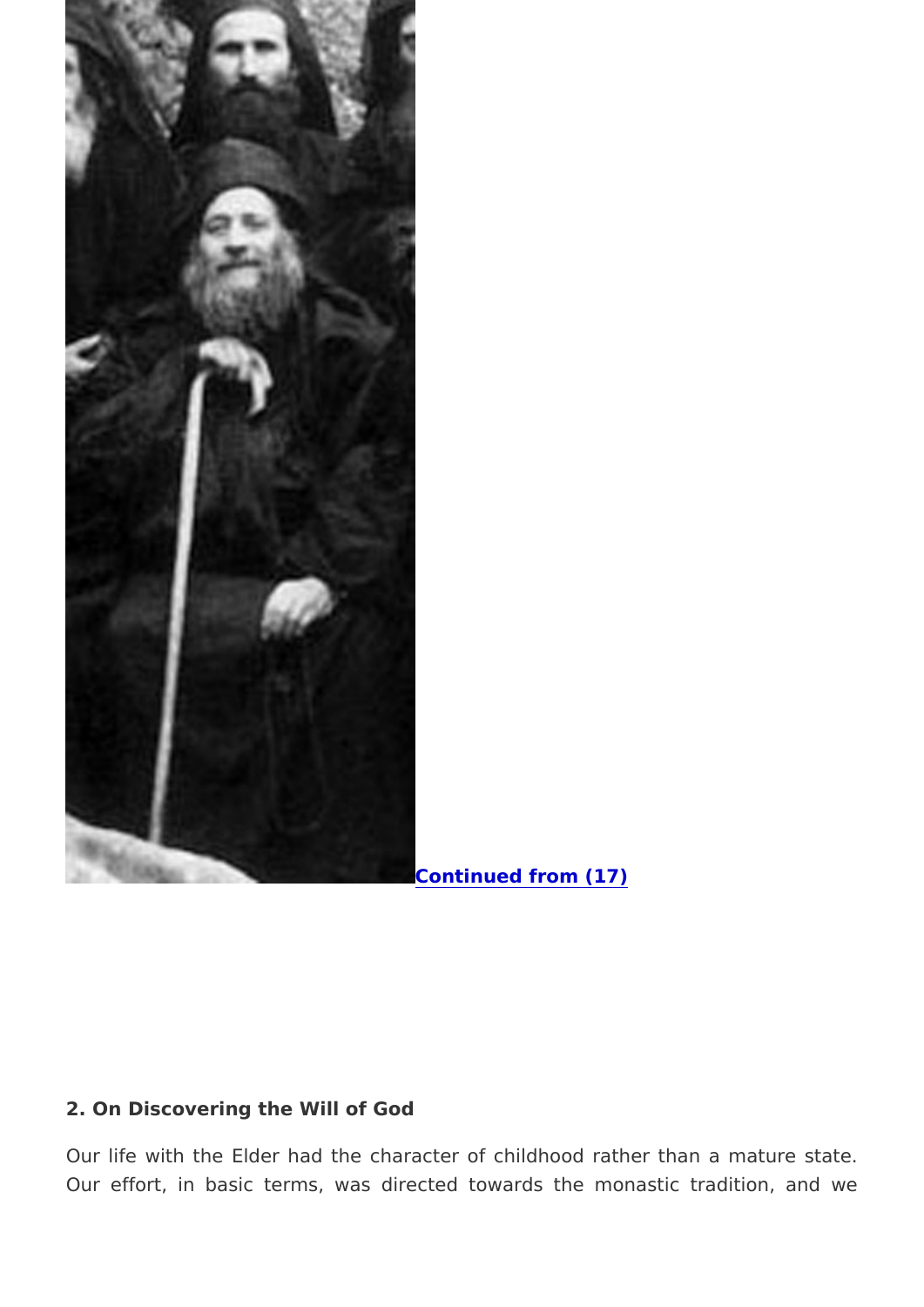[Continued from (17)](#)

**2. On Discovering the Will of God**

Our life with the Elder had the character of childhood rather than a mature state. Our effort, in basic terms, was directed towards the monastic tradition, and we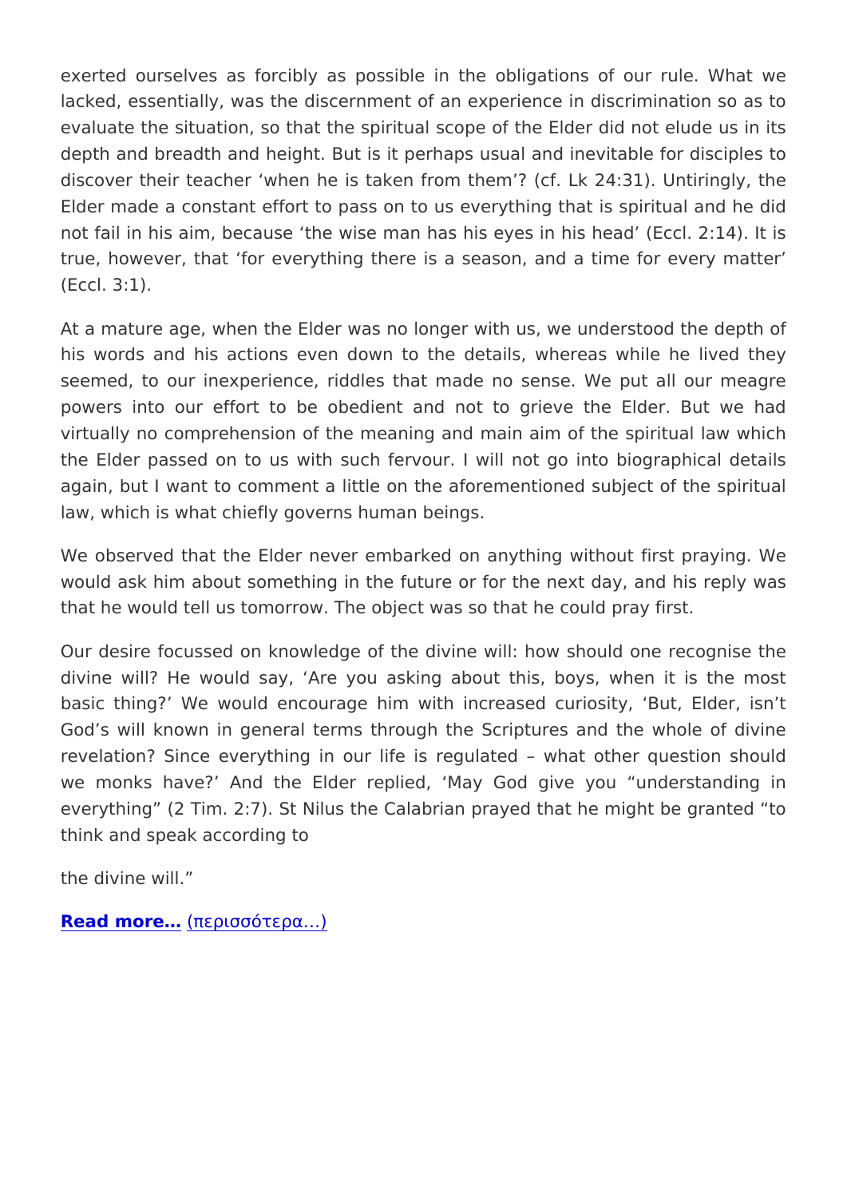exerted ourselves as forcibly as possible in the obligations of our rule. What we lacked, essentially, was the discernment of an experience in discrimination so as to evaluate the situation, so that the spiritual scope of the Elder did not elude us in its depth and breadth and height. But is it perhaps usual and inevitable for disciples to discover their teacher 'when he is taken from them'? (cf. Lk 24:31). Untiringly, the Elder made a constant effort to pass on to us everything that is spiritual and he did not fail in his aim, because 'the wise man has his eyes in his head' (Eccl. 2:14). It is true, however, that 'for everything there is a season, and a time for every matter' (Eccl. 3:1).

At a mature age, when the Elder was no longer with us, we understood the depth of his words and his actions even down to the details, whereas while he lived they seemed, to our inexperience, riddles that made no sense. We put all our meagre powers into our effort to be obedient and not to grieve the Elder. But we had virtually no comprehension of the meaning and main aim of the spiritual law which the Elder passed on to us with such fervour. I will not go into biographical details again, but I want to comment a little on the aforementioned subject of the spiritual law, which is what chiefly governs human beings.

We observed that the Elder never embarked on anything without first praying. We would ask him about something in the future or for the next day, and his reply was that he would tell us tomorrow. The object was so that he could pray first.

Our desire focussed on knowledge of the divine will: how should one recognise the divine will? He would say, 'Are you asking about this, boys, when it is the most basic thing?' We would encourage him with increased curiosity, 'But, Elder, isn't God's will known in general terms through the Scriptures and the whole of divine revelation? Since everything in our life is regulated – what other question should we monks have?' And the Elder replied, 'May God give you "understanding in everything" (2 Tim. 2:7). St Nilus the Calabrian prayed that he might be granted "to think and speak according to

the divine will."

**Read more…** (περισσότερα…)